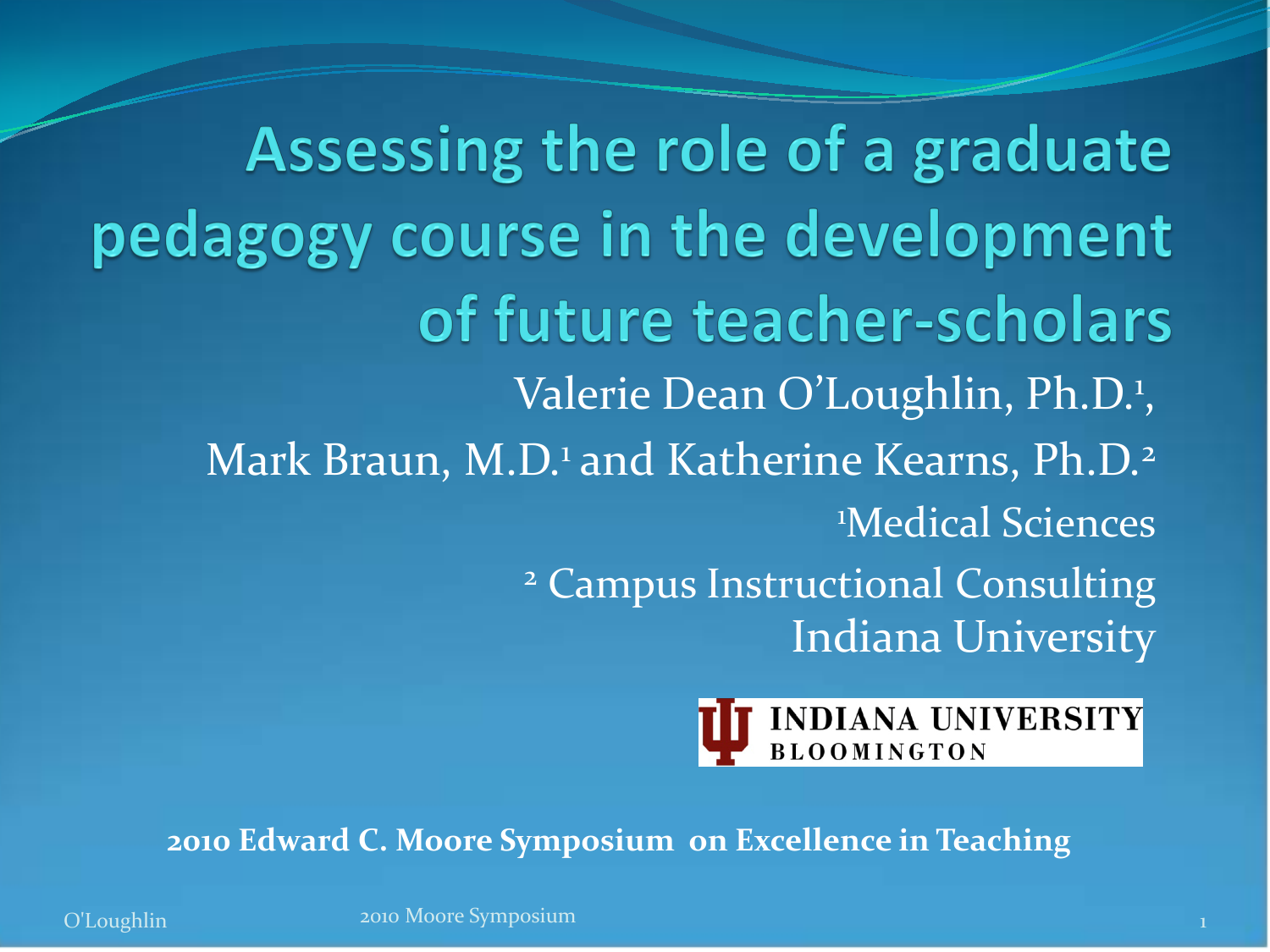# Assessing the role of a graduate pedagogy course in the development of future teacher-scholars

Valerie Dean O'Loughlin, Ph.D.[1], Mark Braun, M.D.[1] and Katherine Kearns, Ph.D.[2]

[1]Medical Sciences

[2] Campus Instructional Consulting

Indiana University

INDIANA UNIVERSITY BLOOMINGTON

**2010 Edward C. Moore Symposium on Excellence in Teaching**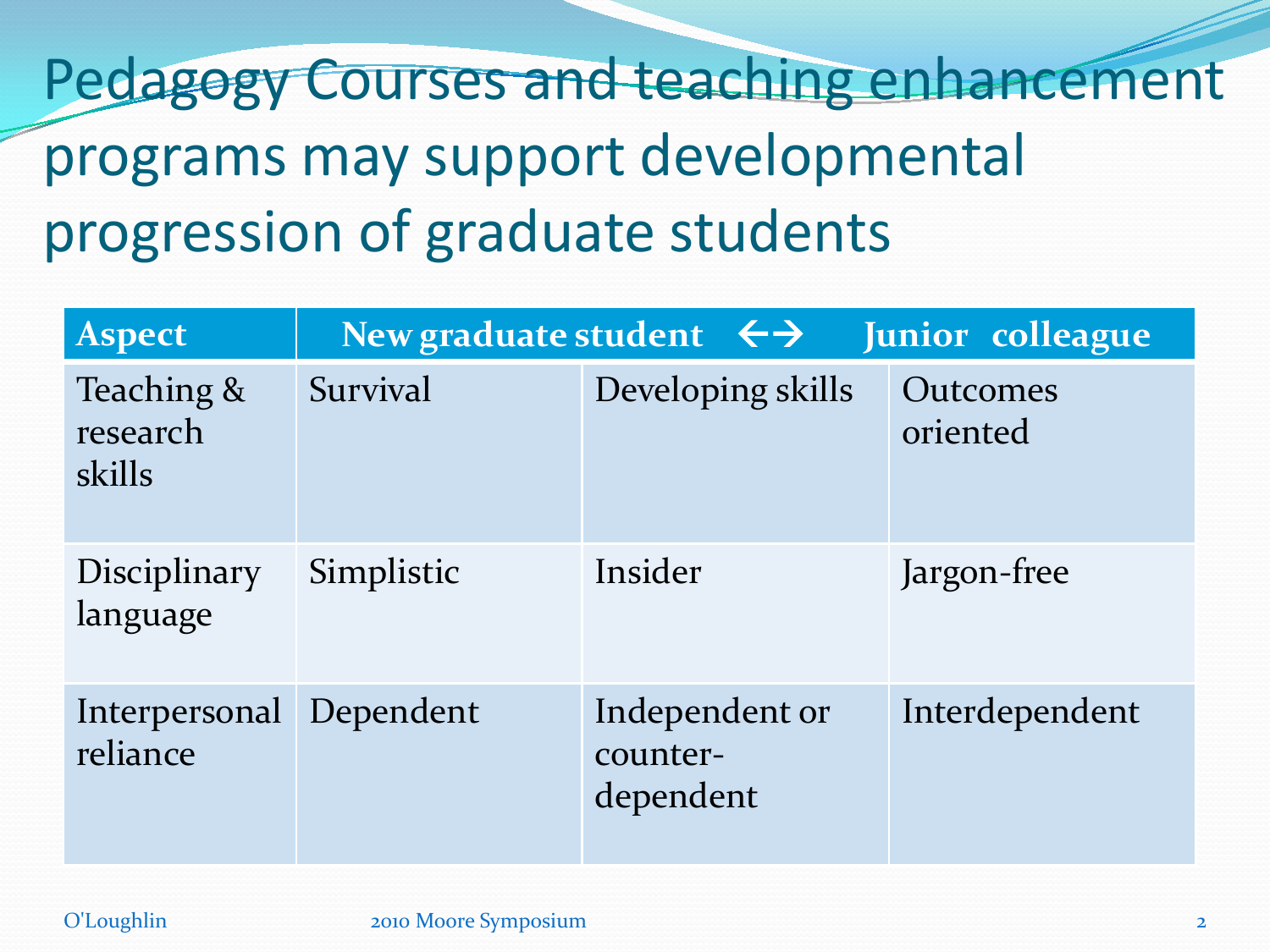# Pedagogy Courses and teaching enhancement programs may support developmental progression of graduate students

| Aspect | New graduate student ←→ | | Junior colleague |
|---|---|---|---|
| Teaching & research skills | Survival | Developing skills | Outcomes oriented |
| Disciplinary language | Simplistic | Insider | Jargon-free |
| Interpersonal reliance | Dependent | Independent or counter-dependent | Interdependent |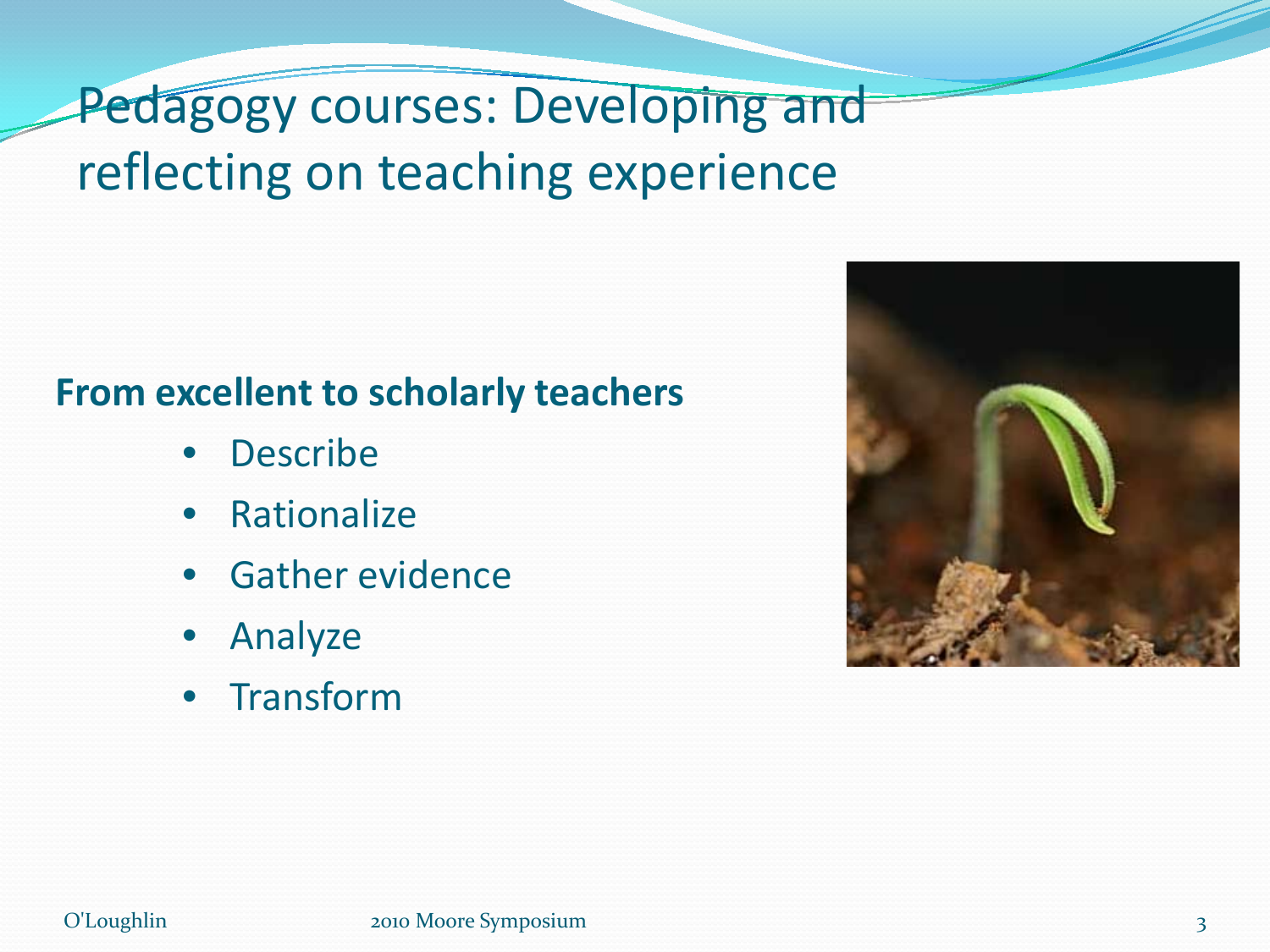# Pedagogy courses: Developing and reflecting on teaching experience

**From excellent to scholarly teachers**

- Describe
- Rationalize
- Gather evidence
- Analyze
- Transform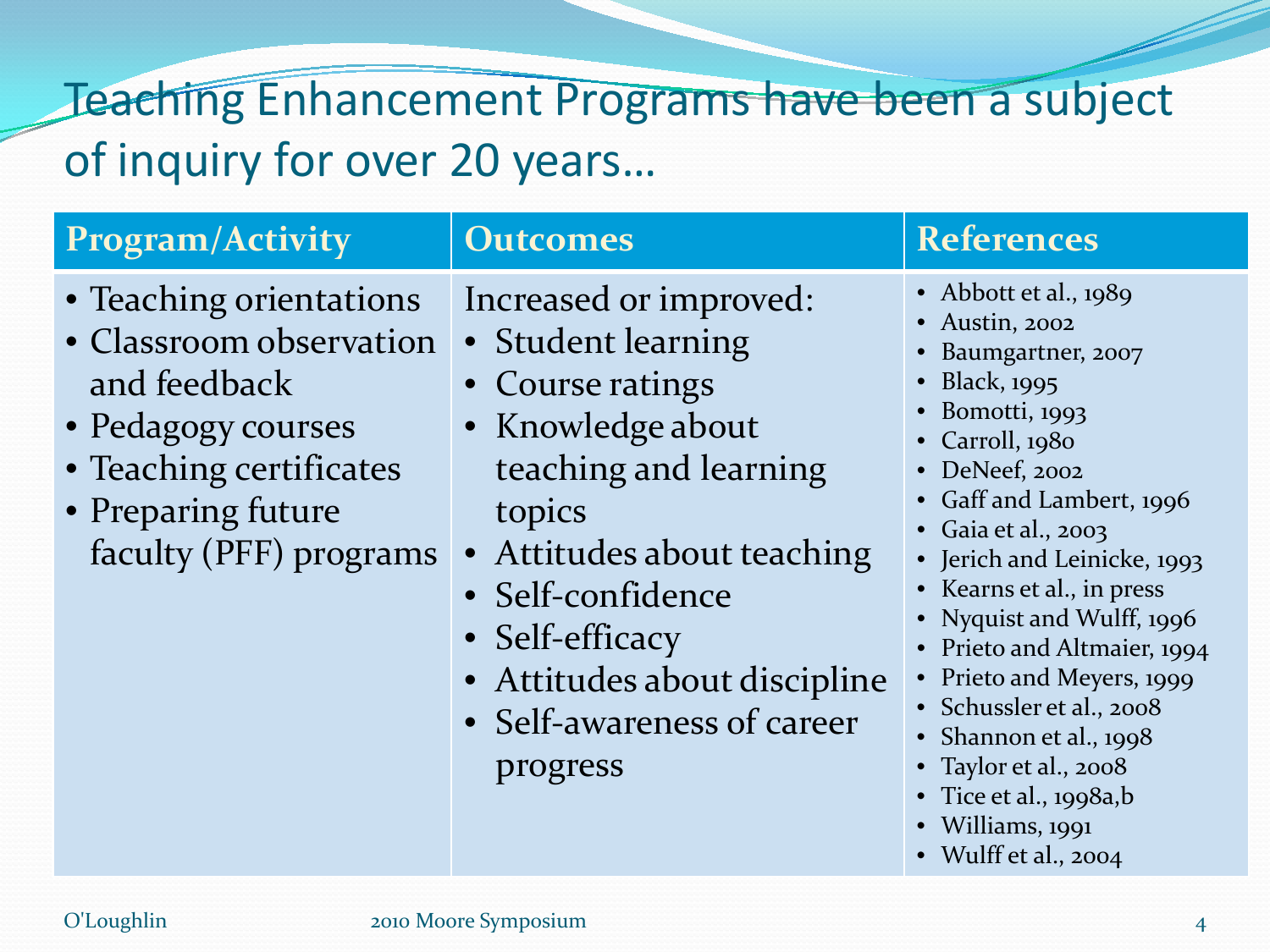# Teaching Enhancement Programs have been a subject of inquiry for over 20 years…

| Program/Activity | Outcomes | References |
|---|---|---|
| • Teaching orientations<br>• Classroom observation and feedback<br>• Pedagogy courses<br>• Teaching certificates<br>• Preparing future faculty (PFF) programs | Increased or improved:<br>• Student learning<br>• Course ratings<br>• Knowledge about teaching and learning topics<br>• Attitudes about teaching<br>• Self-confidence<br>• Self-efficacy<br>• Attitudes about discipline<br>• Self-awareness of career progress | • Abbott et al., 1989<br>• Austin, 2002<br>• Baumgartner, 2007<br>• Black, 1995<br>• Bomotti, 1993<br>• Carroll, 1980<br>• DeNeef, 2002<br>• Gaff and Lambert, 1996<br>• Gaia et al., 2003<br>• Jerich and Leinicke, 1993<br>• Kearns et al., in press<br>• Nyquist and Wulff, 1996<br>• Prieto and Altmaier, 1994<br>• Prieto and Meyers, 1999<br>• Schussler et al., 2008<br>• Shannon et al., 1998<br>• Taylor et al., 2008<br>• Tice et al., 1998a,b<br>• Williams, 1991<br>• Wulff et al., 2004 |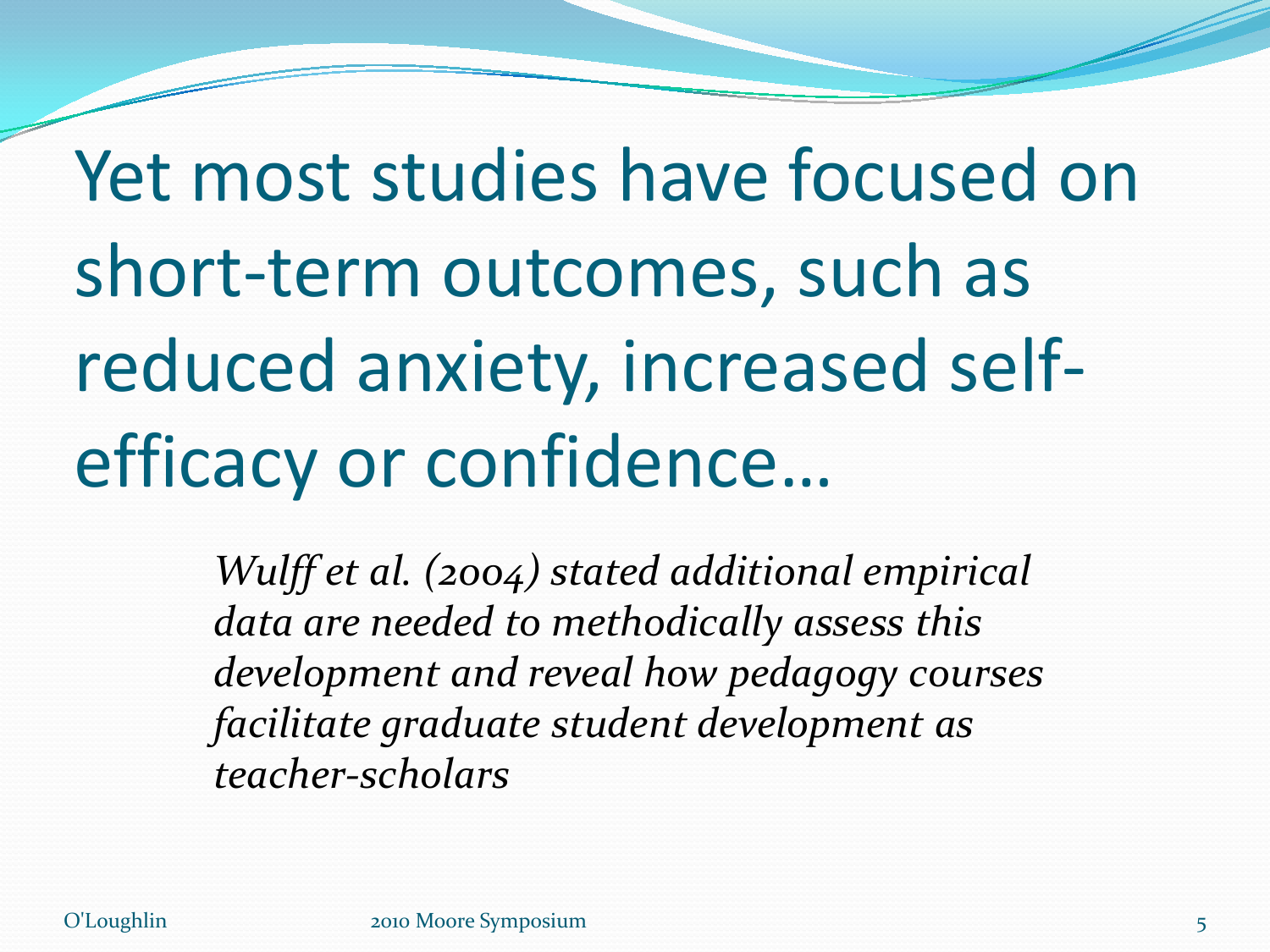# Yet most studies have focused on short-term outcomes, such as reduced anxiety, increased self-efficacy or confidence…

*Wulff et al. (2004) stated additional empirical data are needed to methodically assess this development and reveal how pedagogy courses facilitate graduate student development as teacher-scholars*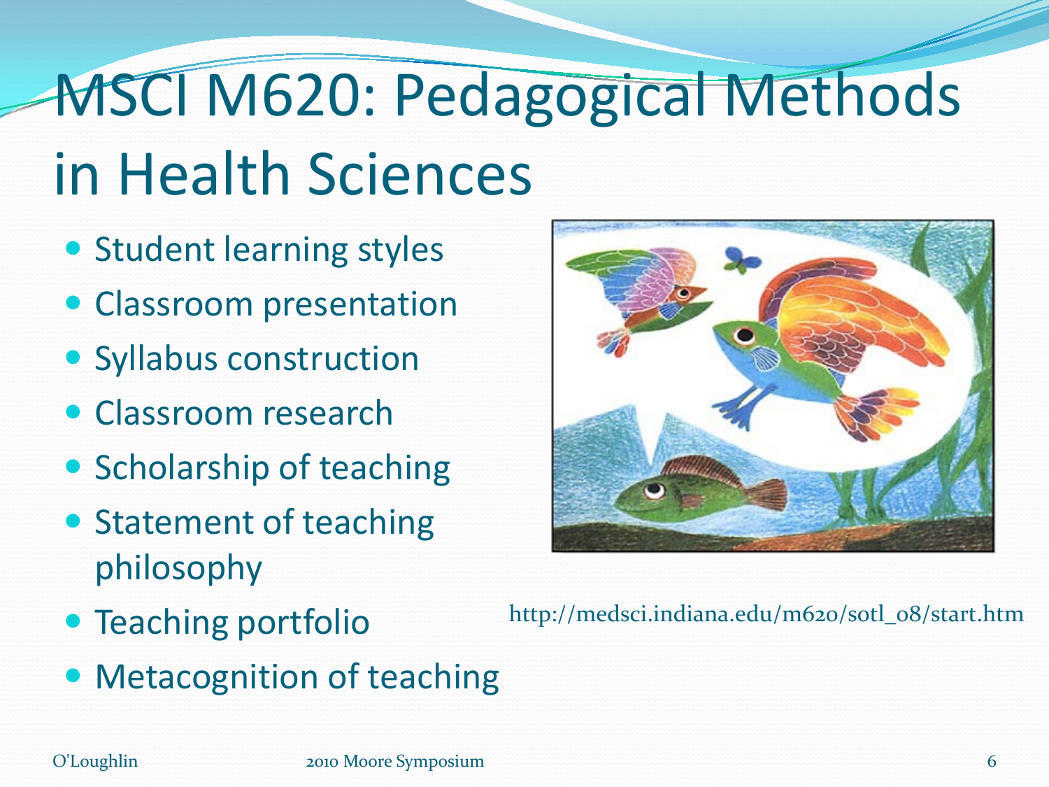# MSCI M620: Pedagogical Methods in Health Sciences

- Student learning styles
- Classroom presentation
- Syllabus construction
- Classroom research
- Scholarship of teaching
- Statement of teaching philosophy
- Teaching portfolio
- Metacognition of teaching

http://medsci.indiana.edu/m620/sotl_08/start.htm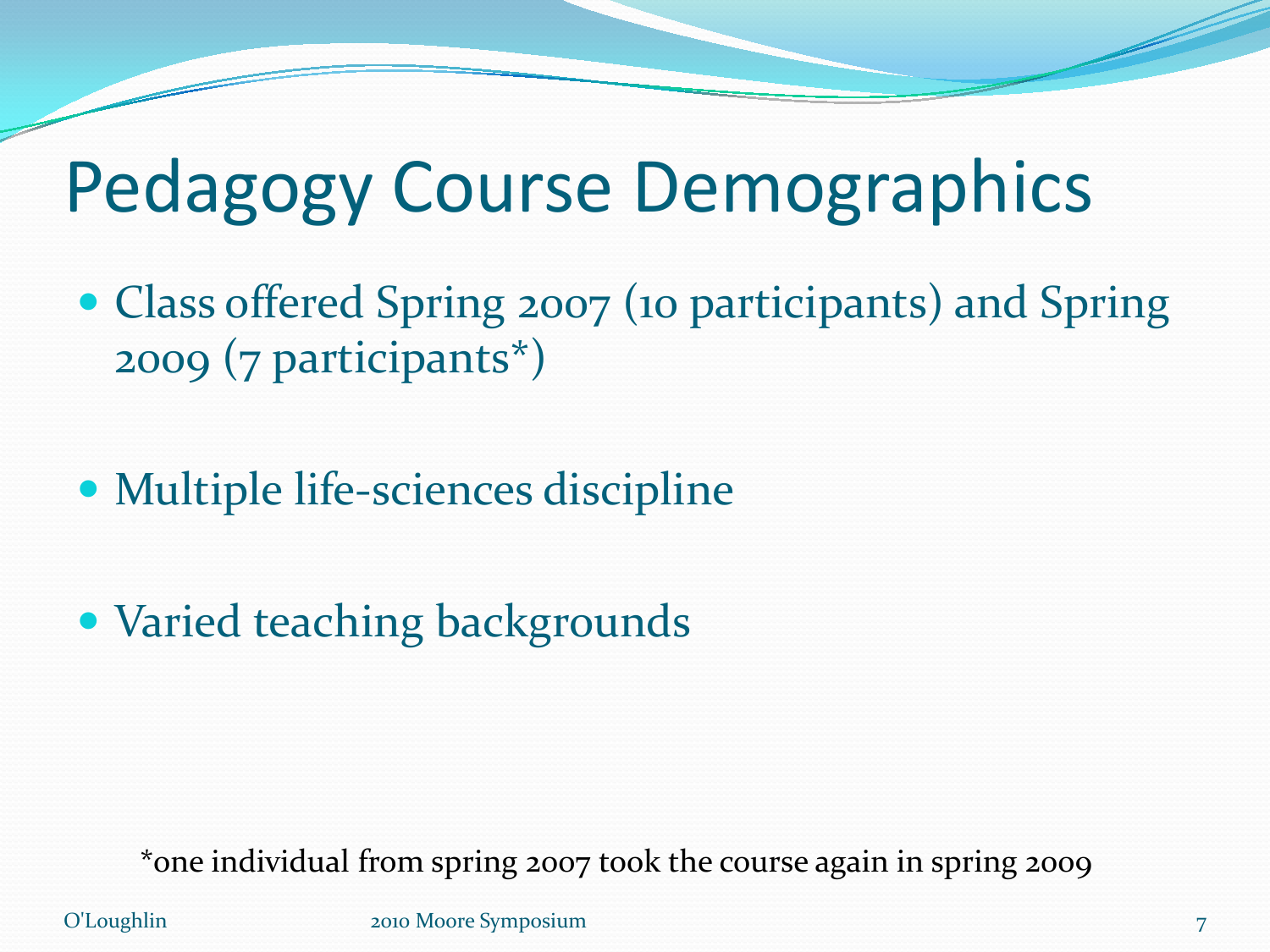# Pedagogy Course Demographics

- Class offered Spring 2007 (10 participants) and Spring 2009 (7 participants*)
- Multiple life-sciences discipline
- Varied teaching backgrounds

*one individual from spring 2007 took the course again in spring 2009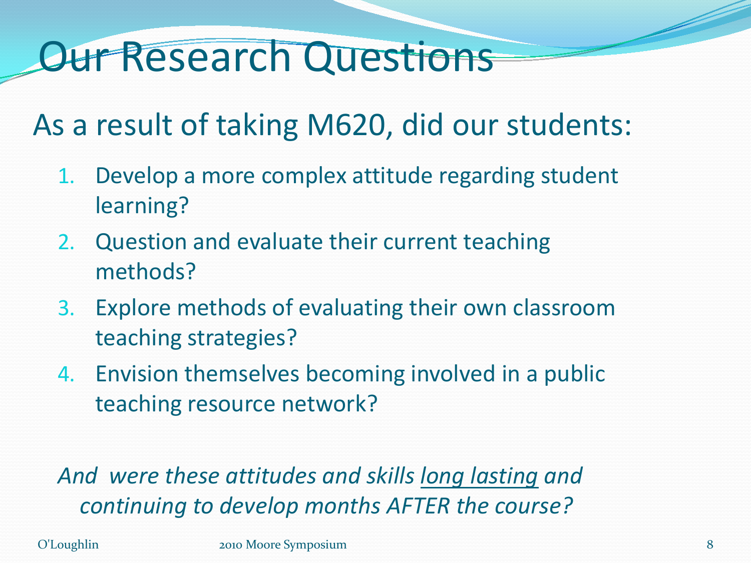# Our Research Questions

As a result of taking M620, did our students:

1. Develop a more complex attitude regarding student learning?
2. Question and evaluate their current teaching methods?
3. Explore methods of evaluating their own classroom teaching strategies?
4. Envision themselves becoming involved in a public teaching resource network?

*And were these attitudes and skills <u>long lasting</u> and continuing to develop months AFTER the course?*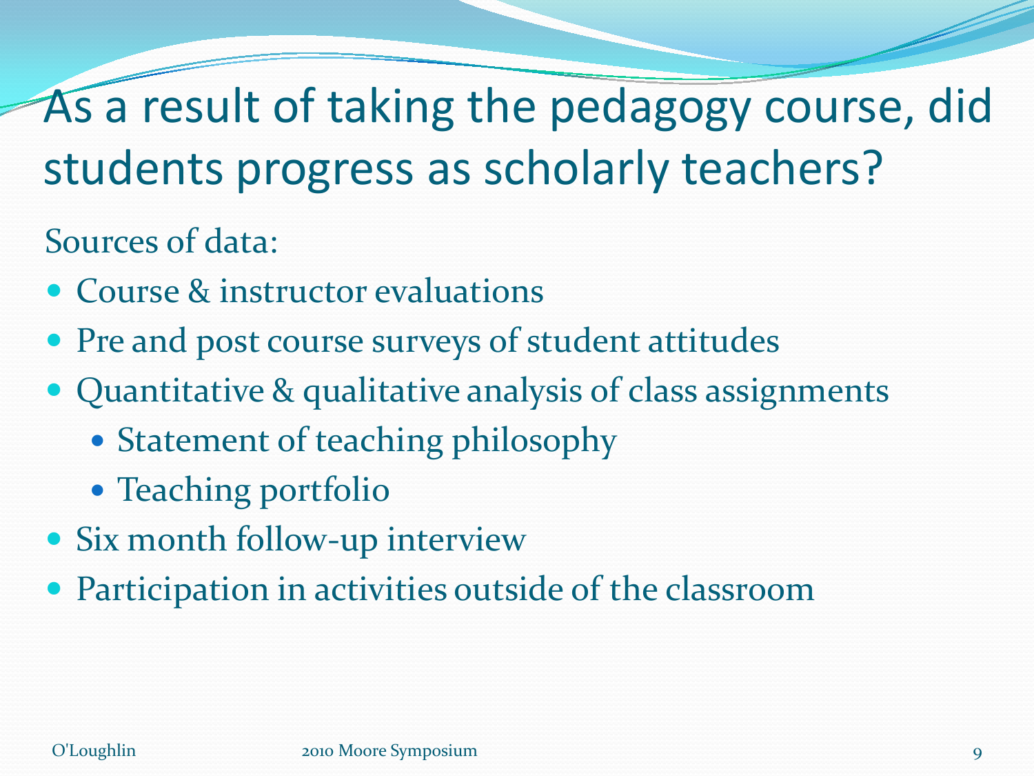# As a result of taking the pedagogy course, did students progress as scholarly teachers?

Sources of data:

- Course & instructor evaluations
- Pre and post course surveys of student attitudes
- Quantitative & qualitative analysis of class assignments
  - Statement of teaching philosophy
  - Teaching portfolio
- Six month follow-up interview
- Participation in activities outside of the classroom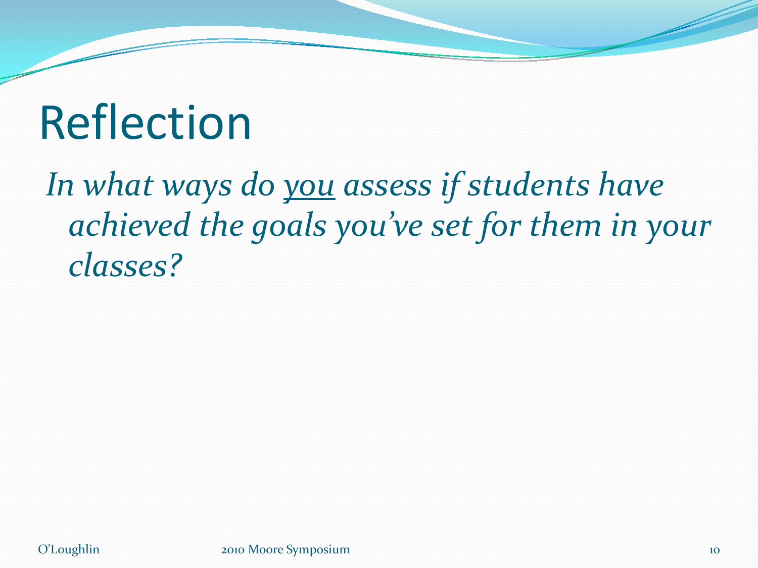# Reflection

*In what ways do <u>you</u> assess if students have achieved the goals you've set for them in your classes?*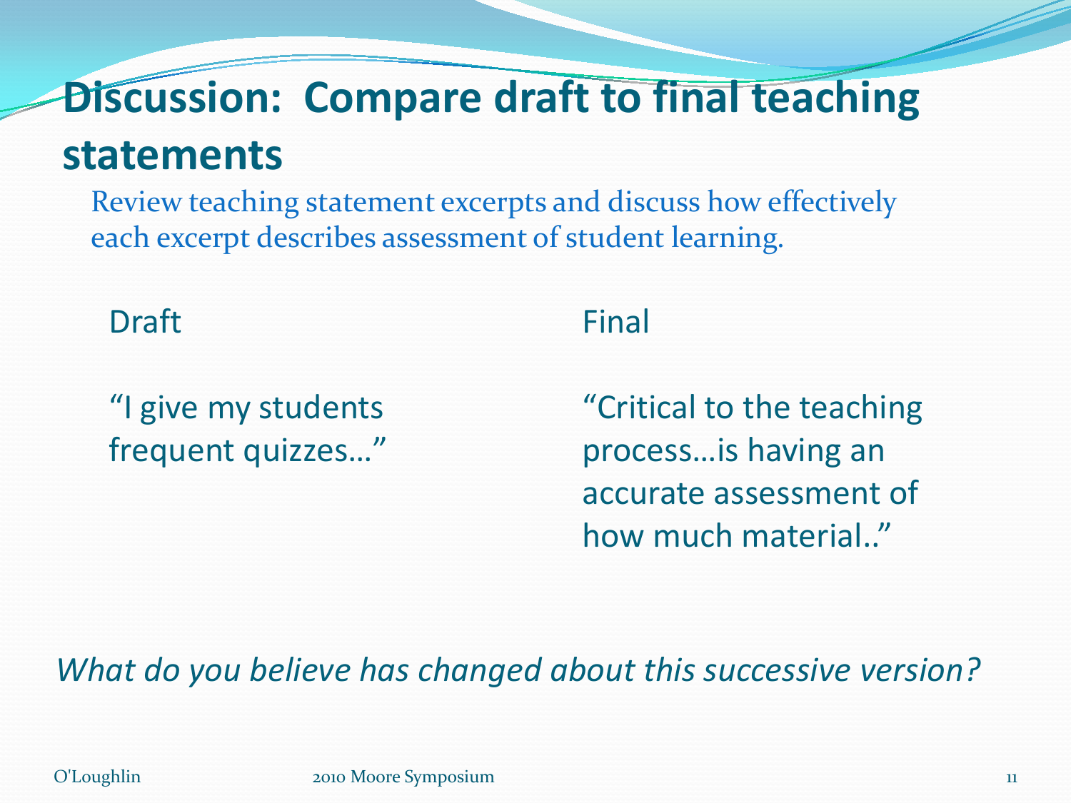# Discussion: Compare draft to final teaching statements

Review teaching statement excerpts and discuss how effectively each excerpt describes assessment of student learning.

| Draft | Final |
| --- | --- |
| "I give my students frequent quizzes…" | "Critical to the teaching process…is having an accurate assessment of how much material.." |

*What do you believe has changed about this successive version?*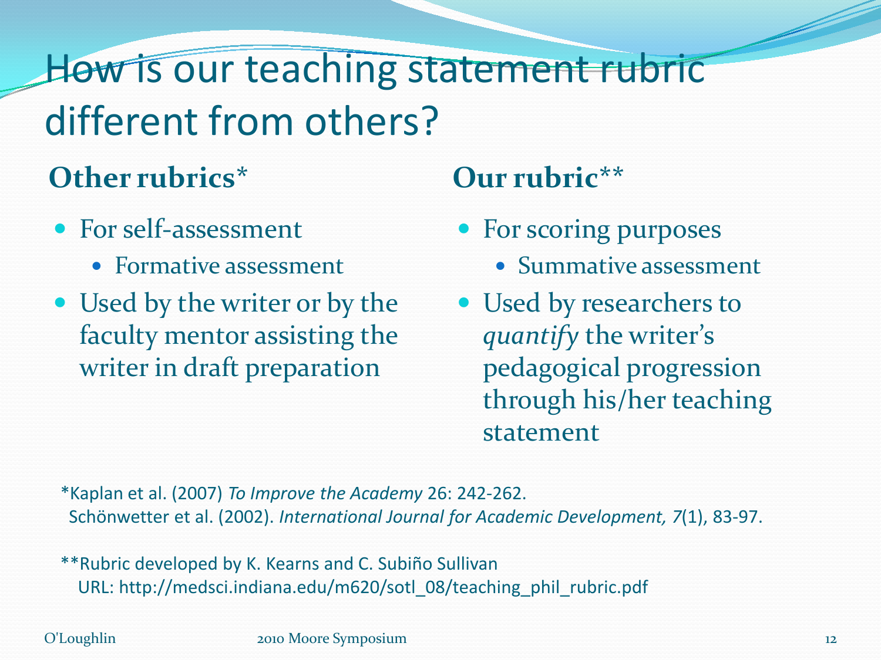# How is our teaching statement rubric different from others?

## Other rubrics*

- For self-assessment
  - Formative assessment
- Used by the writer or by the faculty mentor assisting the writer in draft preparation

## Our rubric**

- For scoring purposes
  - Summative assessment
- Used by researchers to *quantify* the writer's pedagogical progression through his/her teaching statement

*Kaplan et al. (2007) *To Improve the Academy* 26: 242-262.
Schönwetter et al. (2002). *International Journal for Academic Development, 7*(1), 83-97.

**Rubric developed by K. Kearns and C. Subiño Sullivan
URL: http://medsci.indiana.edu/m620/sotl_08/teaching_phil_rubric.pdf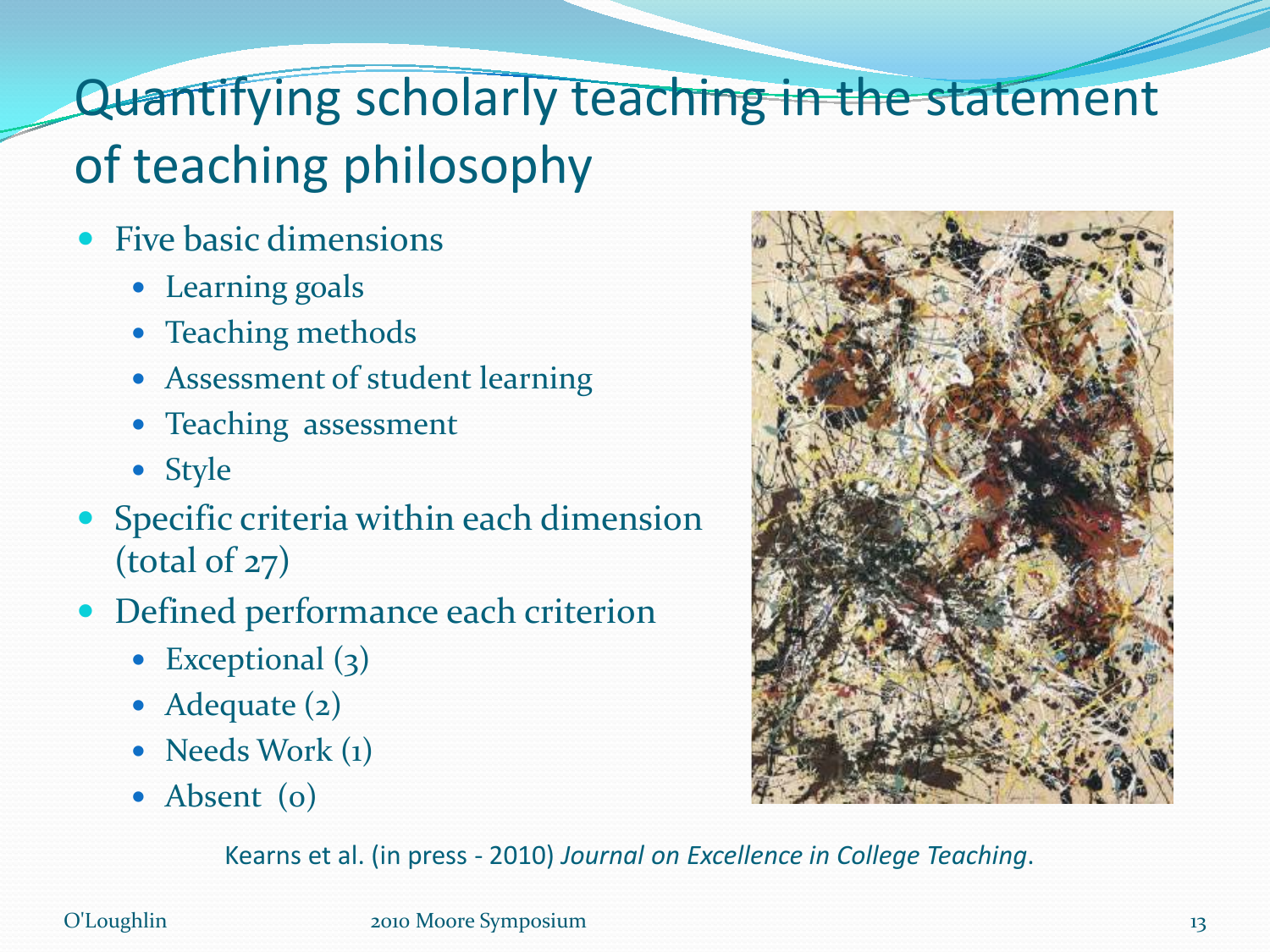# Quantifying scholarly teaching in the statement of teaching philosophy

- Five basic dimensions
  - Learning goals
  - Teaching methods
  - Assessment of student learning
  - Teaching assessment
  - Style
- Specific criteria within each dimension (total of 27)
- Defined performance each criterion
  - Exceptional (3)
  - Adequate (2)
  - Needs Work (1)
  - Absent (0)

Kearns et al. (in press - 2010) *Journal on Excellence in College Teaching*.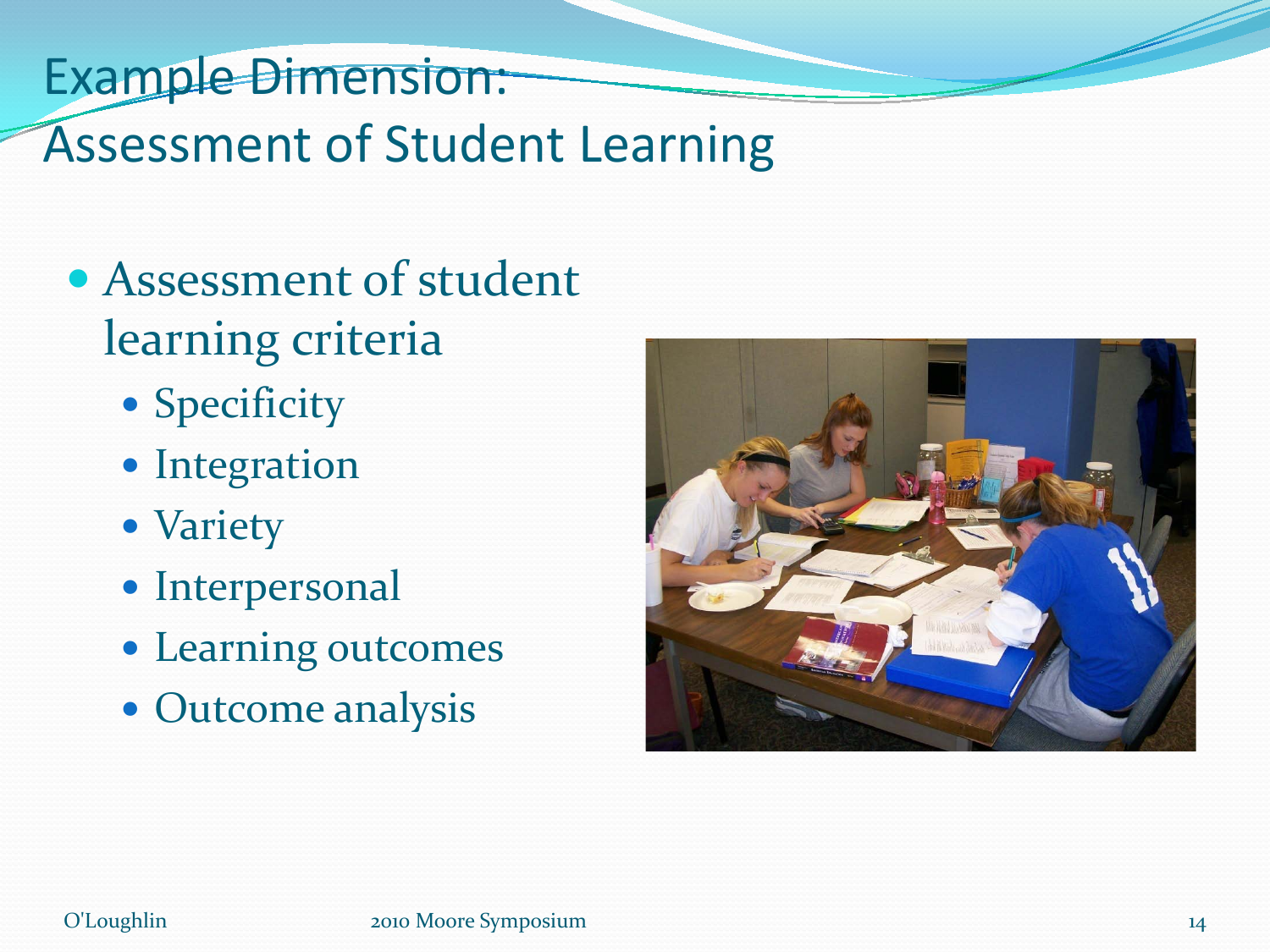# Example Dimension: Assessment of Student Learning

- Assessment of student learning criteria
  - Specificity
  - Integration
  - Variety
  - Interpersonal
  - Learning outcomes
  - Outcome analysis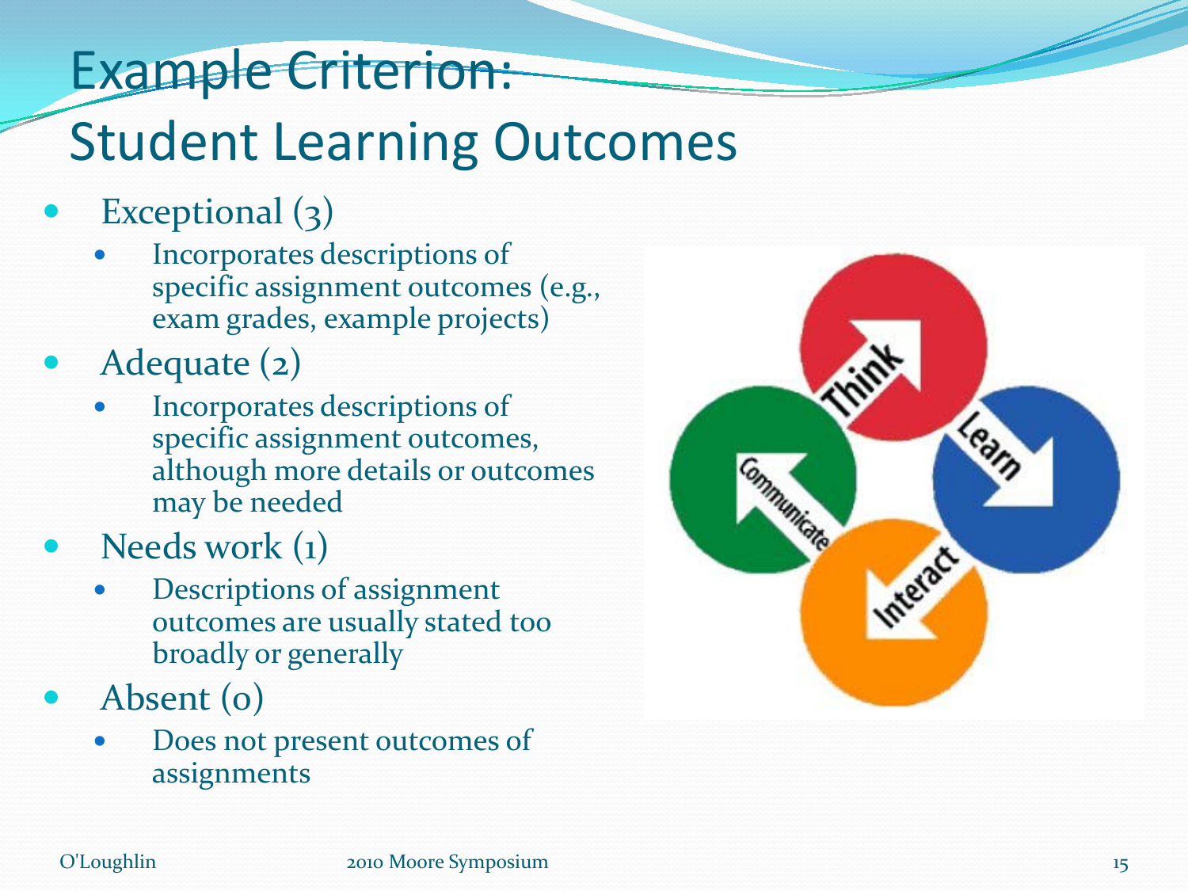# Example Criterion: Student Learning Outcomes

- Exceptional (3)
  - Incorporates descriptions of specific assignment outcomes (e.g., exam grades, example projects)
- Adequate (2)
  - Incorporates descriptions of specific assignment outcomes, although more details or outcomes may be needed
- Needs work (1)
  - Descriptions of assignment outcomes are usually stated too broadly or generally
- Absent (0)
  - Does not present outcomes of assignments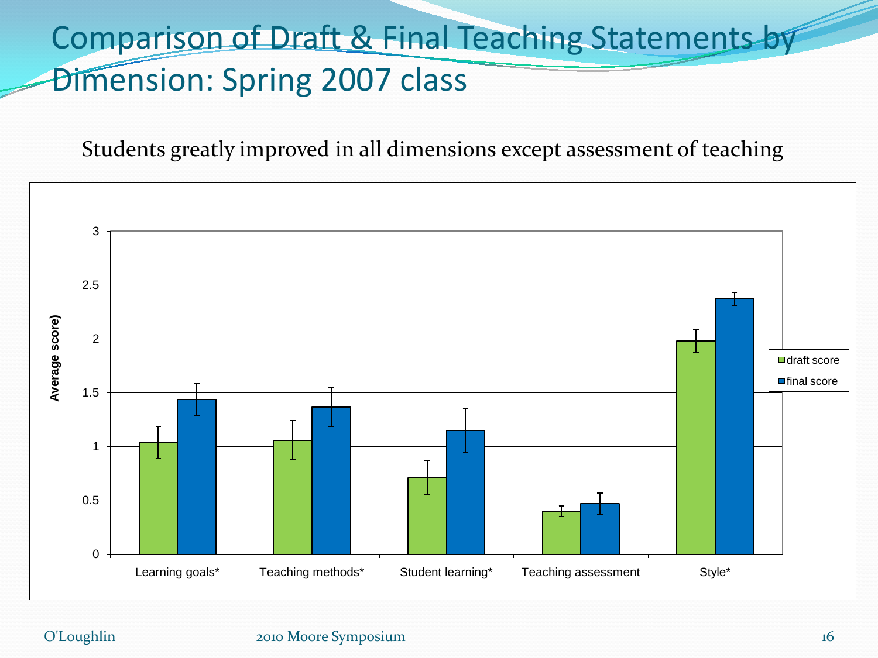# Comparison of Draft & Final Teaching Statements by Dimension: Spring 2007 class

Students greatly improved in all dimensions except assessment of teaching

| Dimension | draft score | final score |
|---|---|---|
| Learning goals* | ~1.04 | ~1.44 |
| Teaching methods* | ~1.06 | ~1.37 |
| Student learning* | ~0.71 | ~1.15 |
| Teaching assessment | ~0.40 | ~0.47 |
| Style* | ~1.98 | ~2.37 |

Average score (y-axis, 0–3)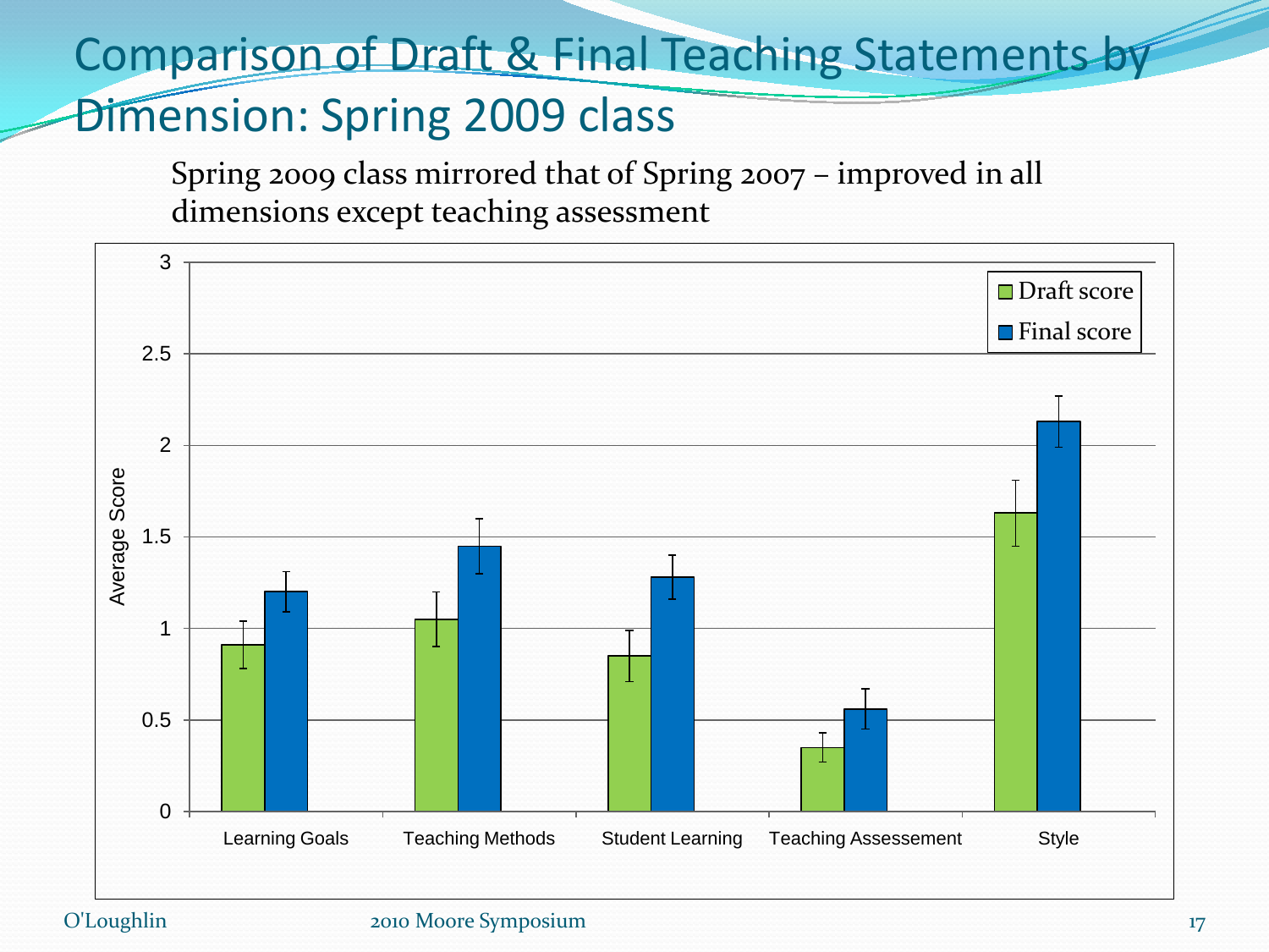# Comparison of Draft & Final Teaching Statements by Dimension: Spring 2009 class

Spring 2009 class mirrored that of Spring 2007 – improved in all dimensions except teaching assessment

| Dimension | Draft score | Final score |
|---|---|---|
| Learning Goals | ~0.91 | ~1.20 |
| Teaching Methods | ~1.05 | ~1.45 |
| Student Learning | ~0.85 | ~1.28 |
| Teaching Assessement | ~0.35 | ~0.56 |
| Style | ~1.63 | ~2.13 |

Average Score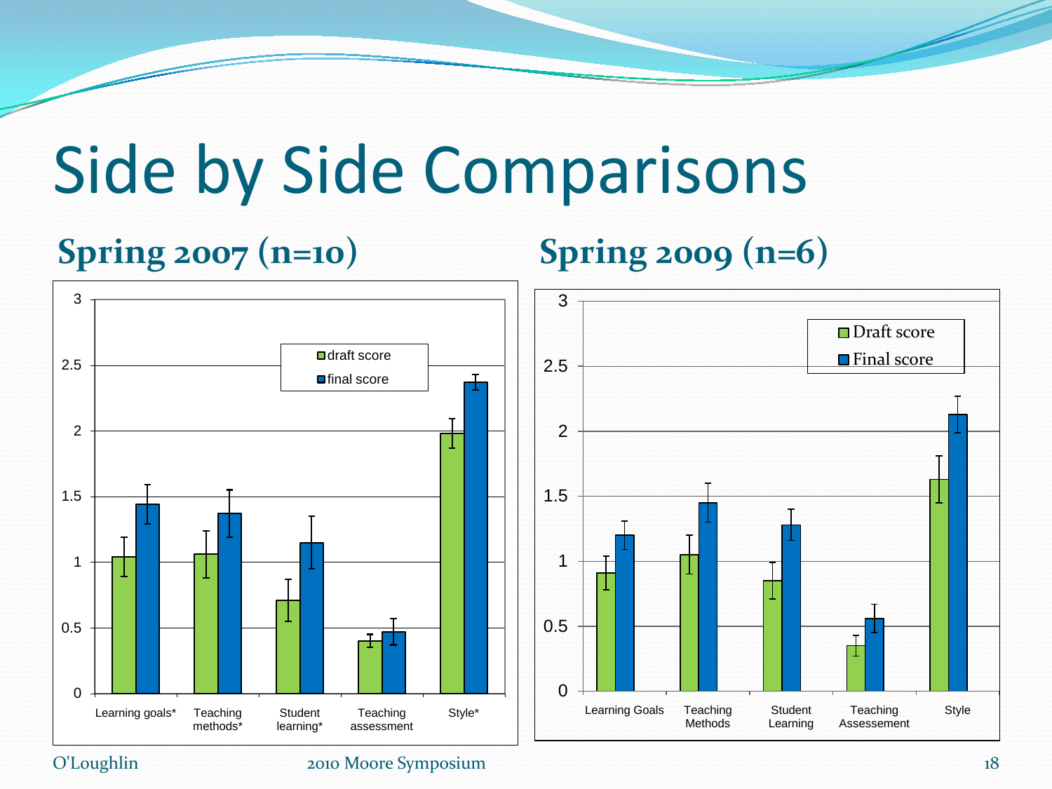# Side by Side Comparisons

## Spring 2007 (n=10)

| | draft score | final score |
|---|---|---|
| Learning goals* | 1.04 | 1.44 |
| Teaching methods* | 1.06 | 1.37 |
| Student learning* | 0.71 | 1.15 |
| Teaching assessment | 0.40 | 0.47 |
| Style* | 1.98 | 2.37 |

## Spring 2009 (n=6)

| | Draft score | Final score |
|---|---|---|
| Learning Goals | 0.91 | 1.20 |
| Teaching Methods | 1.05 | 1.45 |
| Student Learning | 0.85 | 1.28 |
| Teaching Assessement | 0.35 | 0.56 |
| Style | 1.63 | 2.13 |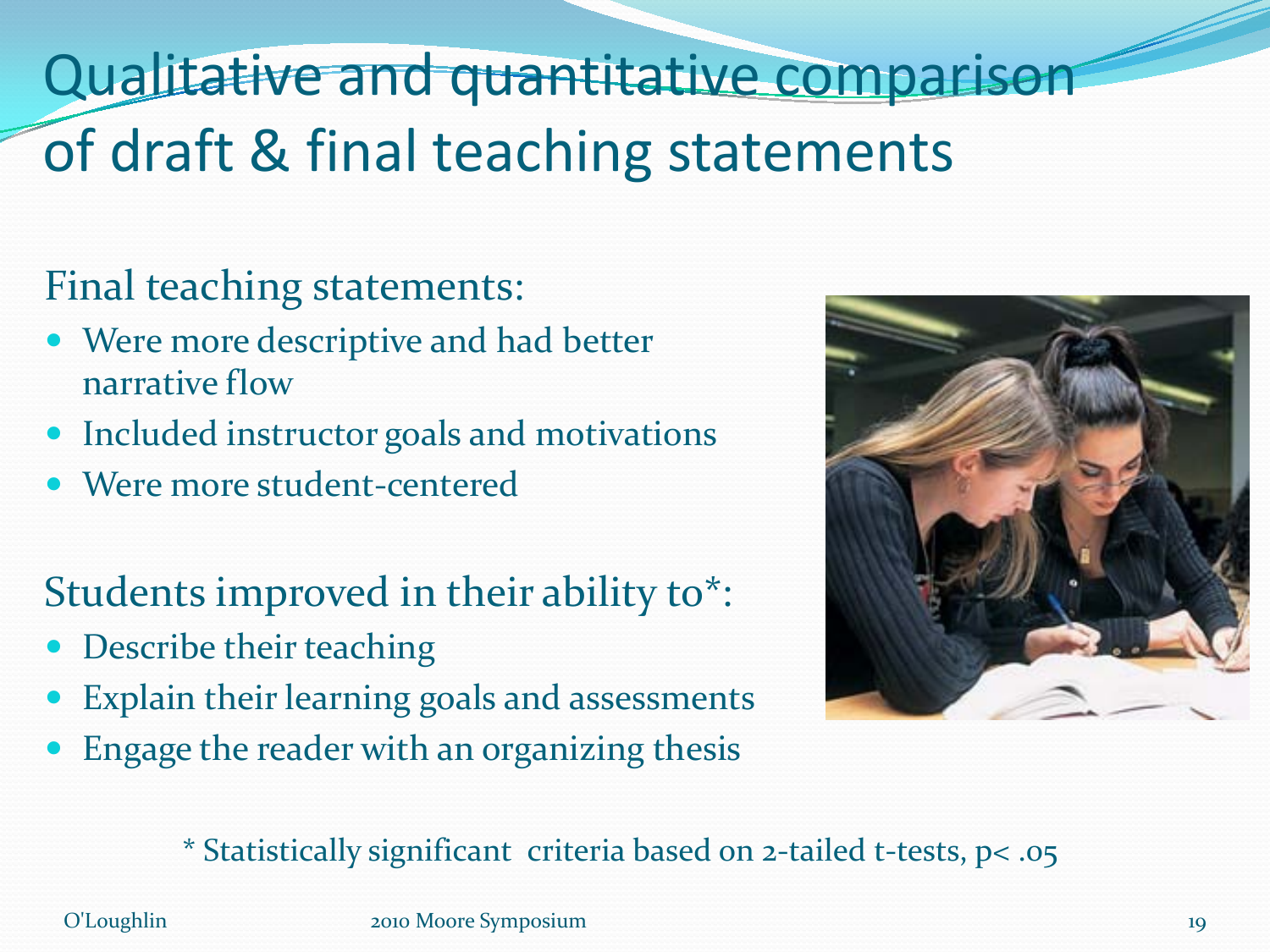# Qualitative and quantitative comparison of draft & final teaching statements

Final teaching statements:

- Were more descriptive and had better narrative flow
- Included instructor goals and motivations
- Were more student-centered

Students improved in their ability to*:

- Describe their teaching
- Explain their learning goals and assessments
- Engage the reader with an organizing thesis

* Statistically significant criteria based on 2-tailed t-tests, $p < .05$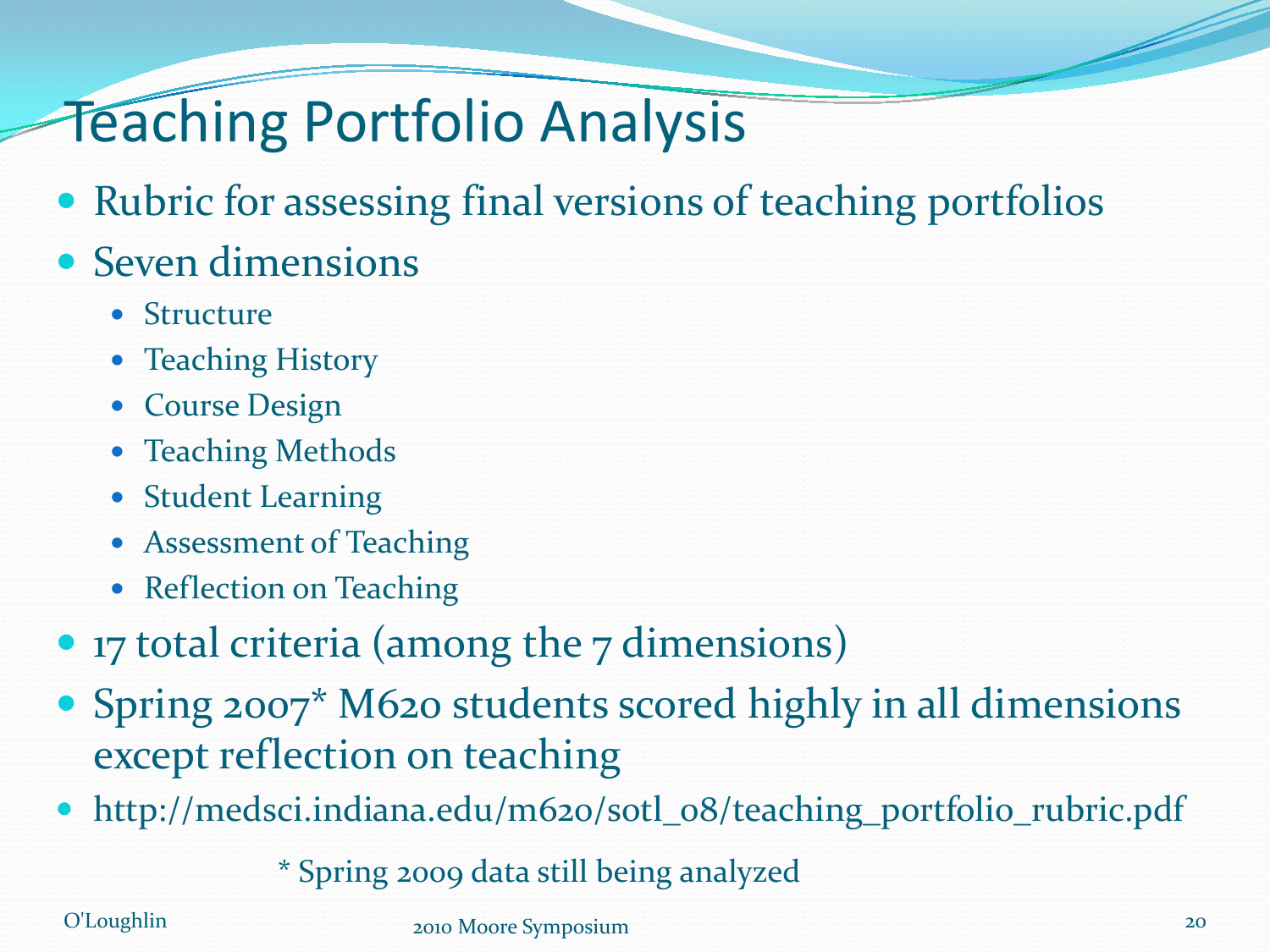# Teaching Portfolio Analysis

- Rubric for assessing final versions of teaching portfolios
- Seven dimensions
  - Structure
  - Teaching History
  - Course Design
  - Teaching Methods
  - Student Learning
  - Assessment of Teaching
  - Reflection on Teaching
- 17 total criteria (among the 7 dimensions)
- Spring 2007* M620 students scored highly in all dimensions except reflection on teaching
- http://medsci.indiana.edu/m620/sotl_08/teaching_portfolio_rubric.pdf

\* Spring 2009 data still being analyzed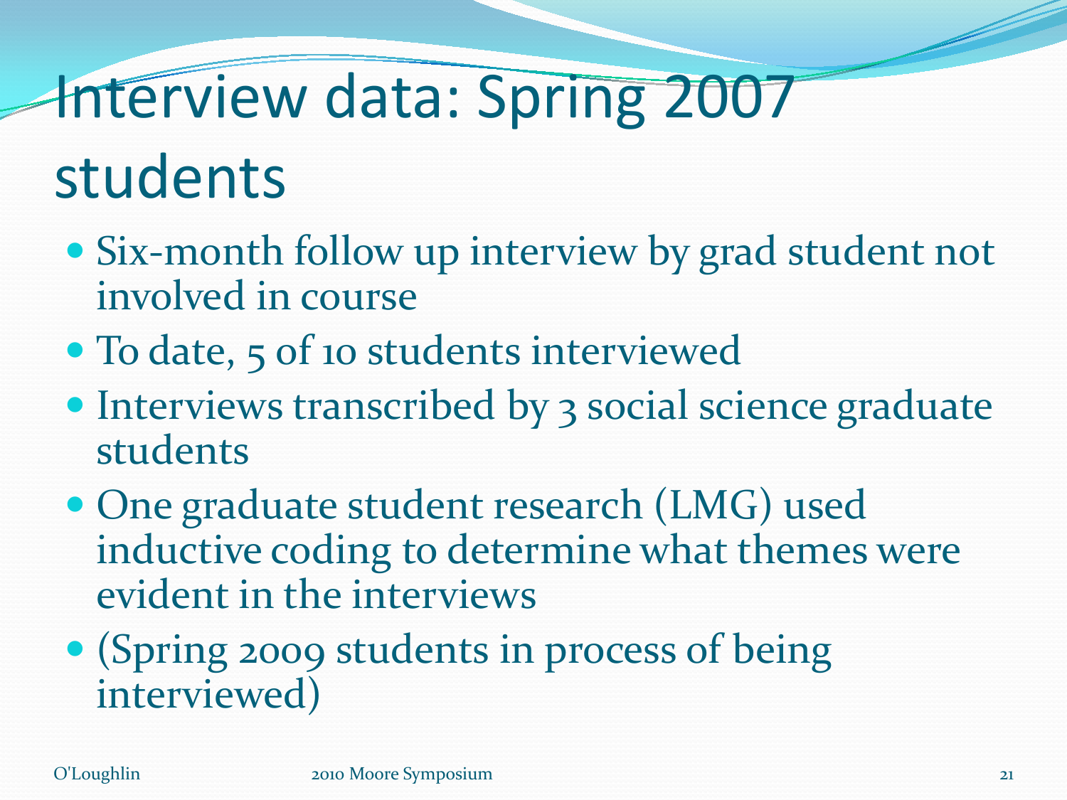# Interview data: Spring 2007 students

- Six-month follow up interview by grad student not involved in course
- To date, 5 of 10 students interviewed
- Interviews transcribed by 3 social science graduate students
- One graduate student research (LMG) used inductive coding to determine what themes were evident in the interviews
- (Spring 2009 students in process of being interviewed)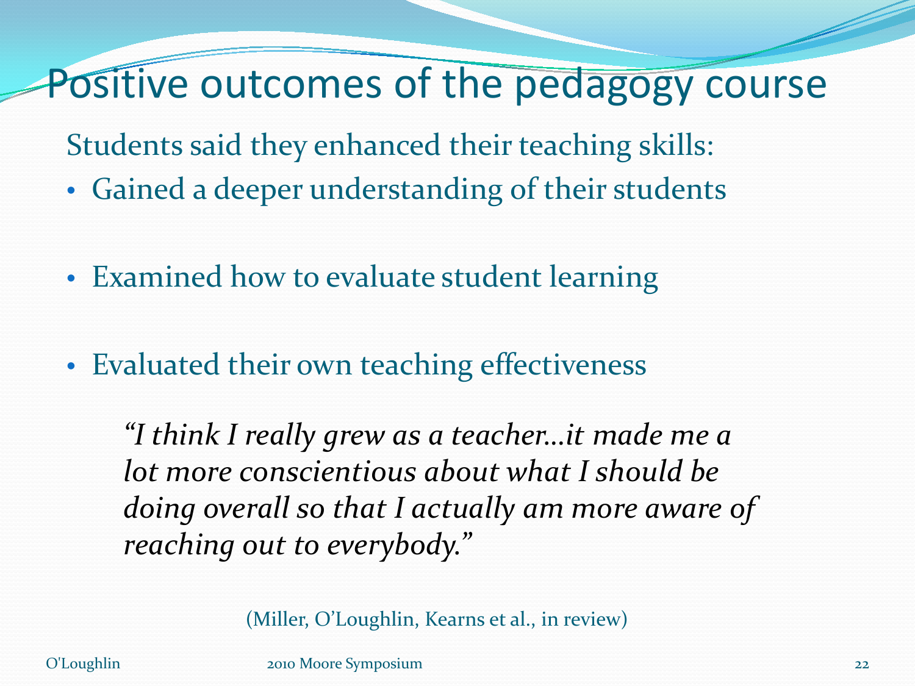# Positive outcomes of the pedagogy course

Students said they enhanced their teaching skills:

- Gained a deeper understanding of their students
- Examined how to evaluate student learning
- Evaluated their own teaching effectiveness

*"I think I really grew as a teacher…it made me a lot more conscientious about what I should be doing overall so that I actually am more aware of reaching out to everybody."*

(Miller, O'Loughlin, Kearns et al., in review)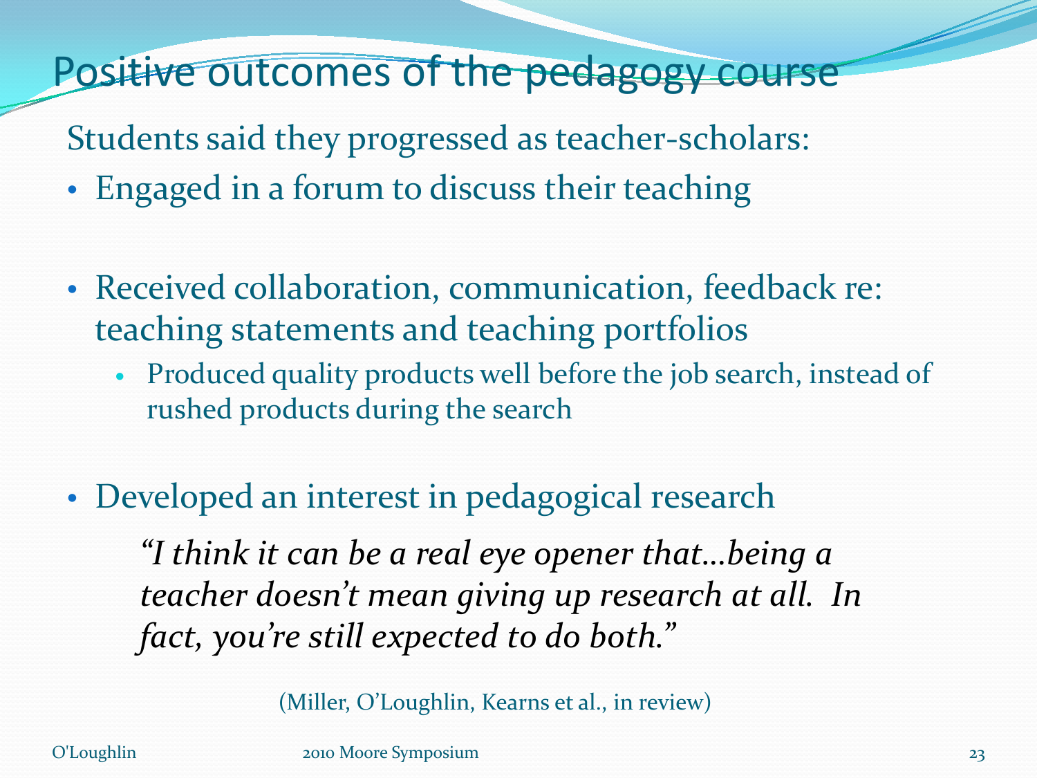# Positive outcomes of the pedagogy course

Students said they progressed as teacher-scholars:

- Engaged in a forum to discuss their teaching
- Received collaboration, communication, feedback re: teaching statements and teaching portfolios
  - Produced quality products well before the job search, instead of rushed products during the search
- Developed an interest in pedagogical research

*"I think it can be a real eye opener that…being a teacher doesn't mean giving up research at all. In fact, you're still expected to do both."*

(Miller, O'Loughlin, Kearns et al., in review)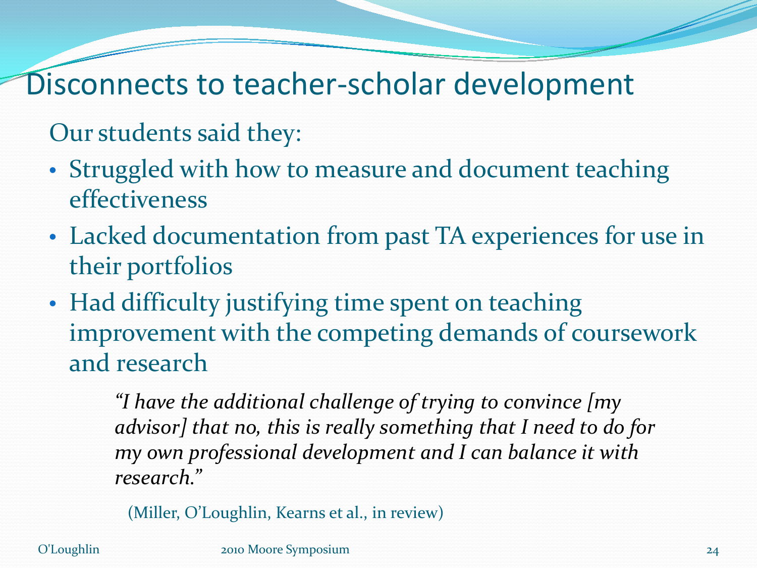# Disconnects to teacher-scholar development

Our students said they:

- Struggled with how to measure and document teaching effectiveness
- Lacked documentation from past TA experiences for use in their portfolios
- Had difficulty justifying time spent on teaching improvement with the competing demands of coursework and research

> *"I have the additional challenge of trying to convince [my advisor] that no, this is really something that I need to do for my own professional development and I can balance it with research."*

(Miller, O'Loughlin, Kearns et al., in review)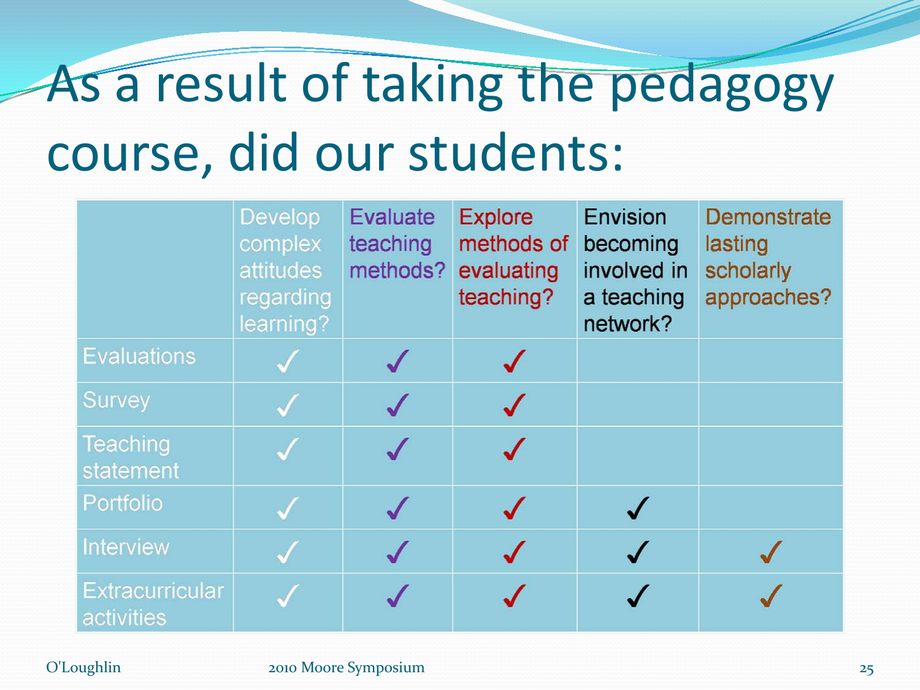# As a result of taking the pedagogy course, did our students:

| | Develop complex attitudes regarding learning? | Evaluate teaching methods? | Explore methods of evaluating teaching? | Envision becoming involved in a teaching network? | Demonstrate lasting scholarly approaches? |
|---|---|---|---|---|---|
| Evaluations | ✓ | ✓ | ✓ | | |
| Survey | ✓ | ✓ | ✓ | | |
| Teaching statement | ✓ | ✓ | ✓ | | |
| Portfolio | ✓ | ✓ | ✓ | ✓ | |
| Interview | ✓ | ✓ | ✓ | ✓ | ✓ |
| Extracurricular activities | ✓ | ✓ | ✓ | ✓ | ✓ |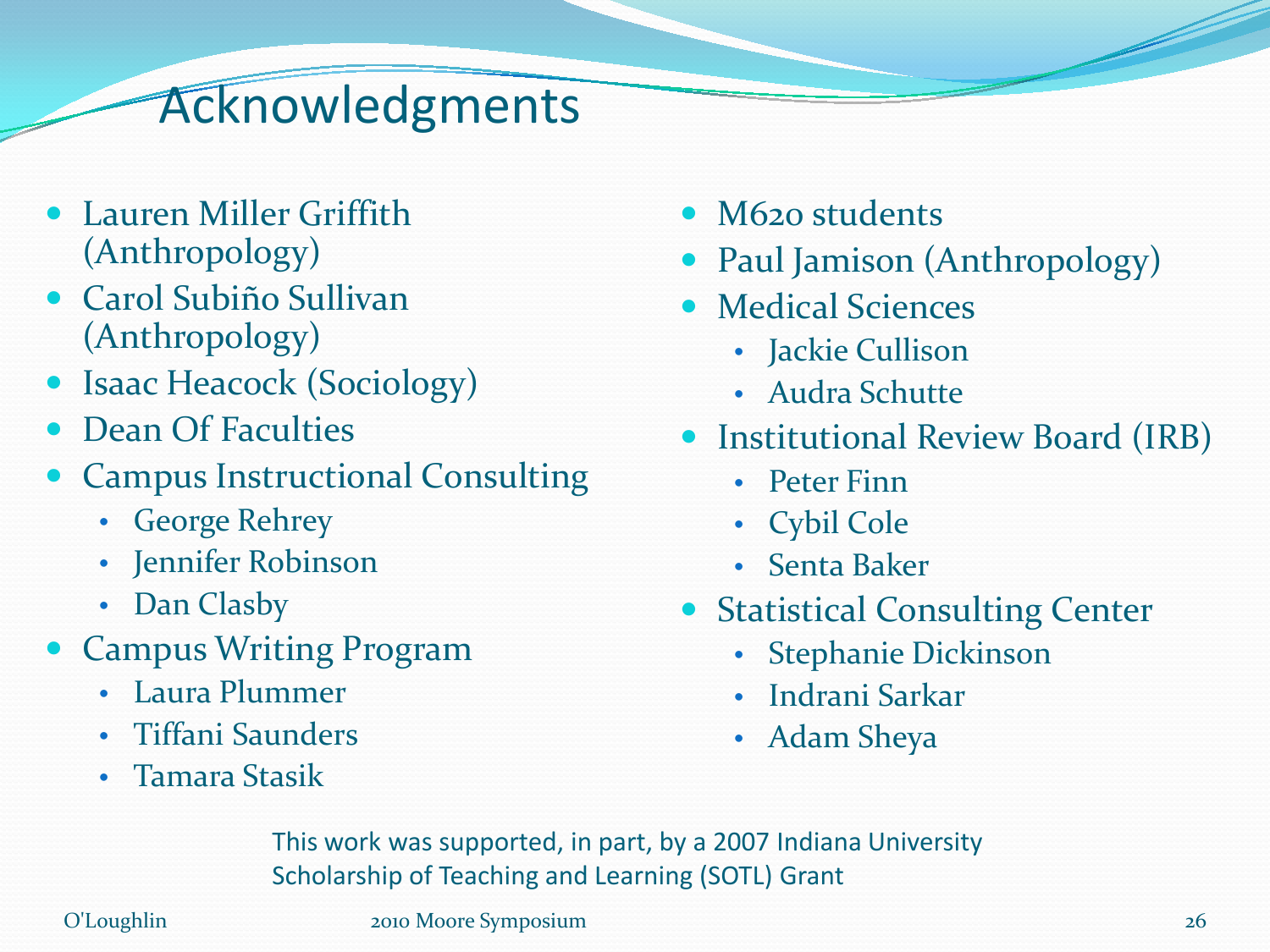# Acknowledgments

- Lauren Miller Griffith (Anthropology)
- Carol Subiño Sullivan (Anthropology)
- Isaac Heacock (Sociology)
- Dean Of Faculties
- Campus Instructional Consulting
  - George Rehrey
  - Jennifer Robinson
  - Dan Clasby
- Campus Writing Program
  - Laura Plummer
  - Tiffani Saunders
  - Tamara Stasik
- M620 students
- Paul Jamison (Anthropology)
- Medical Sciences
  - Jackie Cullison
  - Audra Schutte
- Institutional Review Board (IRB)
  - Peter Finn
  - Cybil Cole
  - Senta Baker
- Statistical Consulting Center
  - Stephanie Dickinson
  - Indrani Sarkar
  - Adam Sheya

This work was supported, in part, by a 2007 Indiana University Scholarship of Teaching and Learning (SOTL) Grant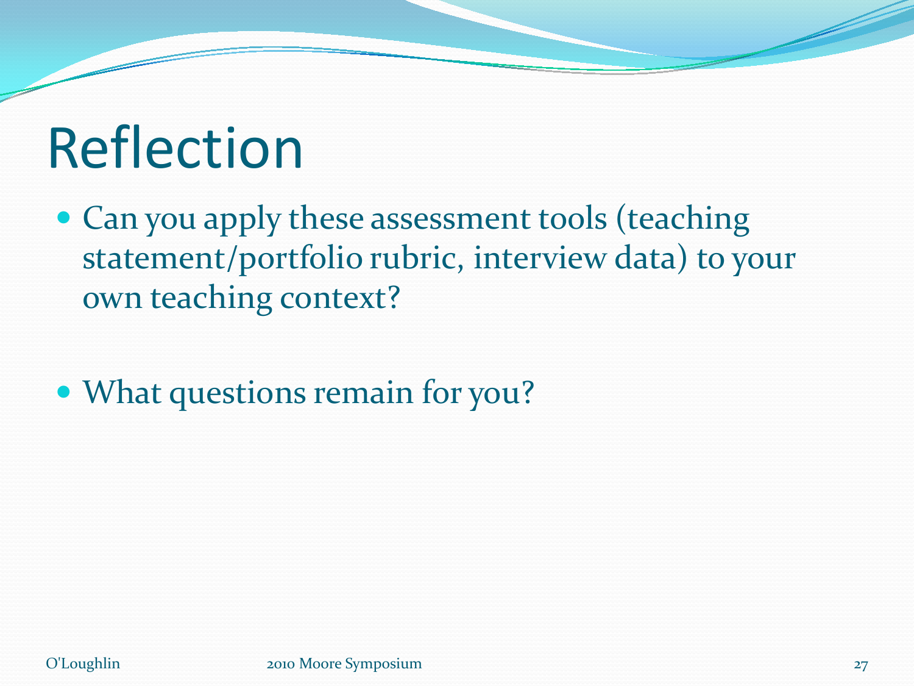# Reflection

- Can you apply these assessment tools (teaching statement/portfolio rubric, interview data) to your own teaching context?
- What questions remain for you?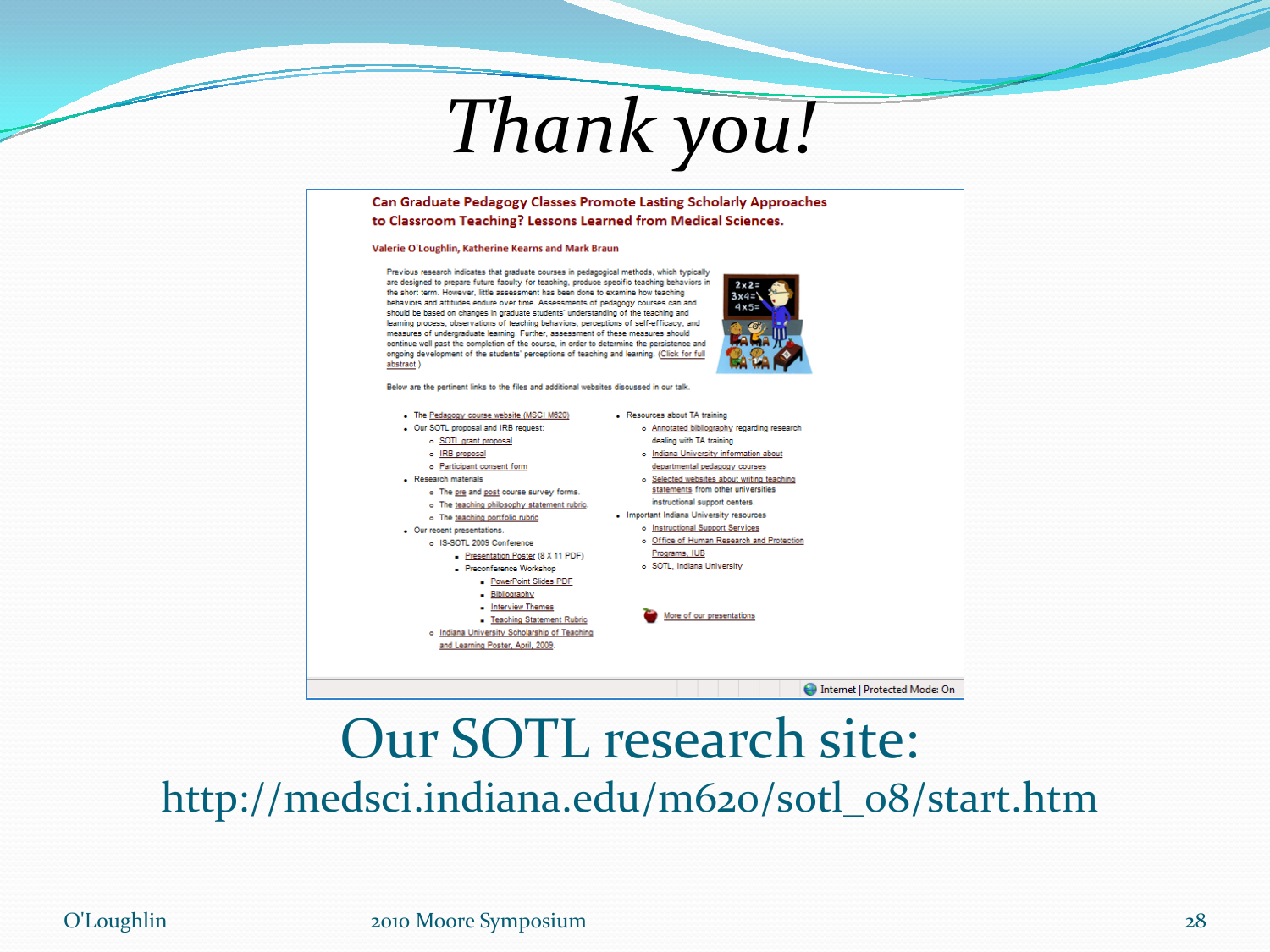# Thank you!

## Can Graduate Pedagogy Classes Promote Lasting Scholarly Approaches to Classroom Teaching? Lessons Learned from Medical Sciences.

**Valerie O'Loughlin, Katherine Kearns and Mark Braun**

Previous research indicates that graduate courses in pedagogical methods, which typically are designed to prepare future faculty for teaching, produce specific teaching behaviors in the short term. However, little assessment has been done to examine how teaching behaviors and attitudes endure over time. Assessments of pedagogy courses can and should be based on changes in graduate students' understanding of the teaching and learning process, observations of teaching behaviors, perceptions of self-efficacy, and measures of undergraduate learning. Further, assessment of these measures should continue well past the completion of the course, in order to determine the persistence and ongoing development of the students' perceptions of teaching and learning. (Click for full abstract.)

Below are the pertinent links to the files and additional websites discussed in our talk.

- The Pedagogy course website (MSCI M620)
- Our SOTL proposal and IRB request:
  - SOTL grant proposal
  - IRB proposal
  - Participant consent form
- Research materials
  - The pre and post course survey forms.
  - The teaching philosophy statement rubric.
  - The teaching portfolio rubric
- Our recent presentations.
  - IS-SOTL 2009 Conference
    - Presentation Poster (8 X 11 PDF)
    - Preconference Workshop
      - PowerPoint Slides PDF
      - Bibliography
      - Interview Themes
      - Teaching Statement Rubric
  - Indiana University Scholarship of Teaching and Learning Poster, April, 2009.
- Resources about TA training
  - Annotated bibliography regarding research dealing with TA training
  - Indiana University information about departmental pedagogy courses
  - Selected websites about writing teaching statements from other universities instructional support centers.
- Important Indiana University resources
  - Instructional Support Services
  - Office of Human Research and Protection Programs, IUB
  - SOTL, Indiana University

More of our presentations

Internet | Protected Mode: On

## Our SOTL research site:

http://medsci.indiana.edu/m620/sotl_08/start.htm